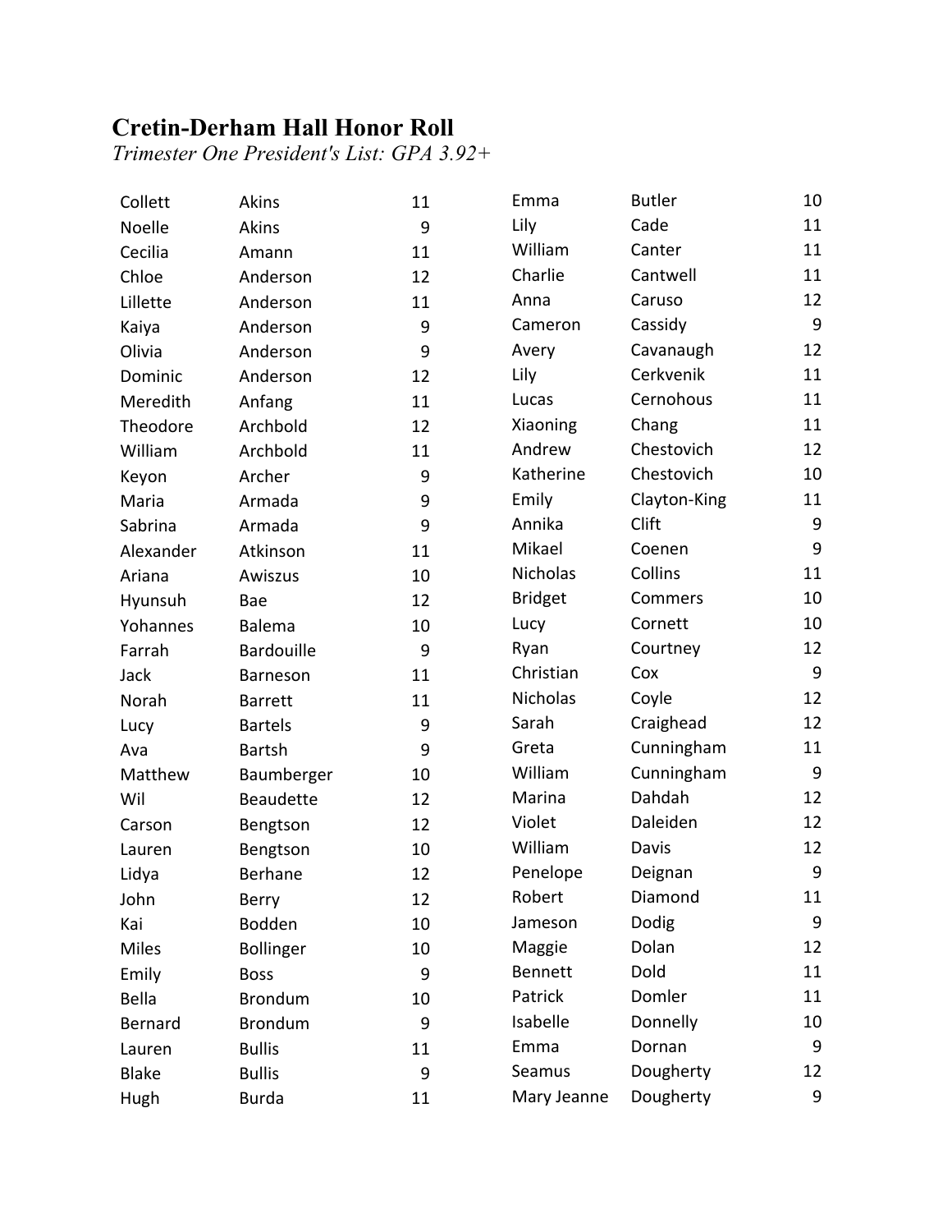# Cretin-Derham Hall Honor Roll

*Trimester One President's List: GPA 3.92+*

| First Name | Last Name | Grade |
|---|---|---|
| Collett | Akins | 11 |
| Noelle | Akins | 9 |
| Cecilia | Amann | 11 |
| Chloe | Anderson | 12 |
| Lillette | Anderson | 11 |
| Kaiya | Anderson | 9 |
| Olivia | Anderson | 9 |
| Dominic | Anderson | 12 |
| Meredith | Anfang | 11 |
| Theodore | Archbold | 12 |
| William | Archbold | 11 |
| Keyon | Archer | 9 |
| Maria | Armada | 9 |
| Sabrina | Armada | 9 |
| Alexander | Atkinson | 11 |
| Ariana | Awiszus | 10 |
| Hyunsuh | Bae | 12 |
| Yohannes | Balema | 10 |
| Farrah | Bardouille | 9 |
| Jack | Barneson | 11 |
| Norah | Barrett | 11 |
| Lucy | Bartels | 9 |
| Ava | Bartsh | 9 |
| Matthew | Baumberger | 10 |
| Wil | Beaudette | 12 |
| Carson | Bengtson | 12 |
| Lauren | Bengtson | 10 |
| Lidya | Berhane | 12 |
| John | Berry | 12 |
| Kai | Bodden | 10 |
| Miles | Bollinger | 10 |
| Emily | Boss | 9 |
| Bella | Brondum | 10 |
| Bernard | Brondum | 9 |
| Lauren | Bullis | 11 |
| Blake | Bullis | 9 |
| Hugh | Burda | 11 |
| Emma | Butler | 10 |
| Lily | Cade | 11 |
| William | Canter | 11 |
| Charlie | Cantwell | 11 |
| Anna | Caruso | 12 |
| Cameron | Cassidy | 9 |
| Avery | Cavanaugh | 12 |
| Lily | Cerkvenik | 11 |
| Lucas | Cernohous | 11 |
| Xiaoning | Chang | 11 |
| Andrew | Chestovich | 12 |
| Katherine | Chestovich | 10 |
| Emily | Clayton-King | 11 |
| Annika | Clift | 9 |
| Mikael | Coenen | 9 |
| Nicholas | Collins | 11 |
| Bridget | Commers | 10 |
| Lucy | Cornett | 10 |
| Ryan | Courtney | 12 |
| Christian | Cox | 9 |
| Nicholas | Coyle | 12 |
| Sarah | Craighead | 12 |
| Greta | Cunningham | 11 |
| William | Cunningham | 9 |
| Marina | Dahdah | 12 |
| Violet | Daleiden | 12 |
| William | Davis | 12 |
| Penelope | Deignan | 9 |
| Robert | Diamond | 11 |
| Jameson | Dodig | 9 |
| Maggie | Dolan | 12 |
| Bennett | Dold | 11 |
| Patrick | Domler | 11 |
| Isabelle | Donnelly | 10 |
| Emma | Dornan | 9 |
| Seamus | Dougherty | 12 |
| Mary Jeanne | Dougherty | 9 |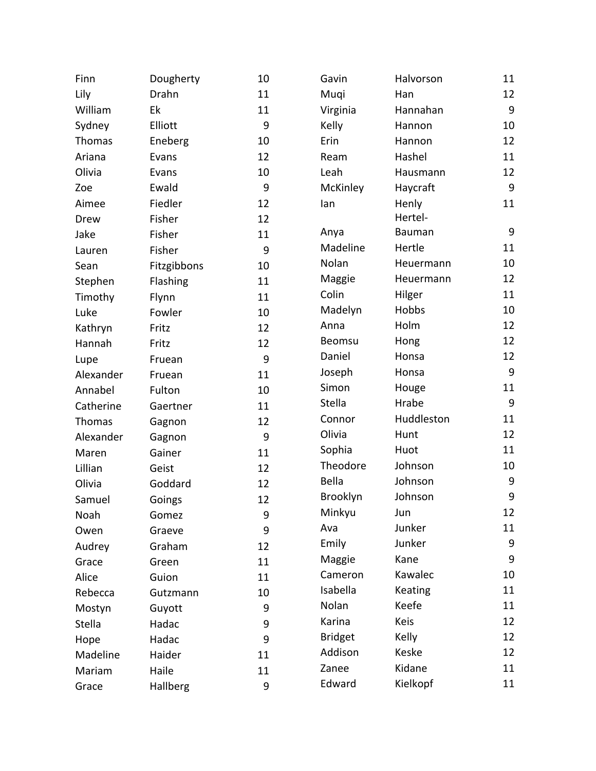| | | |
|---|---|---|
| Finn | Dougherty | 10 |
| Lily | Drahn | 11 |
| William | Ek | 11 |
| Sydney | Elliott | 9 |
| Thomas | Eneberg | 10 |
| Ariana | Evans | 12 |
| Olivia | Evans | 10 |
| Zoe | Ewald | 9 |
| Aimee | Fiedler | 12 |
| Drew | Fisher | 12 |
| Jake | Fisher | 11 |
| Lauren | Fisher | 9 |
| Sean | Fitzgibbons | 10 |
| Stephen | Flashing | 11 |
| Timothy | Flynn | 11 |
| Luke | Fowler | 10 |
| Kathryn | Fritz | 12 |
| Hannah | Fritz | 12 |
| Lupe | Fruean | 9 |
| Alexander | Fruean | 11 |
| Annabel | Fulton | 10 |
| Catherine | Gaertner | 11 |
| Thomas | Gagnon | 12 |
| Alexander | Gagnon | 9 |
| Maren | Gainer | 11 |
| Lillian | Geist | 12 |
| Olivia | Goddard | 12 |
| Samuel | Goings | 12 |
| Noah | Gomez | 9 |
| Owen | Graeve | 9 |
| Audrey | Graham | 12 |
| Grace | Green | 11 |
| Alice | Guion | 11 |
| Rebecca | Gutzmann | 10 |
| Mostyn | Guyott | 9 |
| Stella | Hadac | 9 |
| Hope | Hadac | 9 |
| Madeline | Haider | 11 |
| Mariam | Haile | 11 |
| Grace | Hallberg | 9 |
| Gavin | Halvorson | 11 |
| Muqi | Han | 12 |
| Virginia | Hannahan | 9 |
| Kelly | Hannon | 10 |
| Erin | Hannon | 12 |
| Ream | Hashel | 11 |
| Leah | Hausmann | 12 |
| McKinley | Haycraft | 9 |
| Ian | Henly | 11 |
| Anya | Hertel-Bauman | 9 |
| Madeline | Hertle | 11 |
| Nolan | Heuermann | 10 |
| Maggie | Heuermann | 12 |
| Colin | Hilger | 11 |
| Madelyn | Hobbs | 10 |
| Anna | Holm | 12 |
| Beomsu | Hong | 12 |
| Daniel | Honsa | 12 |
| Joseph | Honsa | 9 |
| Simon | Houge | 11 |
| Stella | Hrabe | 9 |
| Connor | Huddleston | 11 |
| Olivia | Hunt | 12 |
| Sophia | Huot | 11 |
| Theodore | Johnson | 10 |
| Bella | Johnson | 9 |
| Brooklyn | Johnson | 9 |
| Minkyu | Jun | 12 |
| Ava | Junker | 11 |
| Emily | Junker | 9 |
| Maggie | Kane | 9 |
| Cameron | Kawalec | 10 |
| Isabella | Keating | 11 |
| Nolan | Keefe | 11 |
| Karina | Keis | 12 |
| Bridget | Kelly | 12 |
| Addison | Keske | 12 |
| Zanee | Kidane | 11 |
| Edward | Kielkopf | 11 |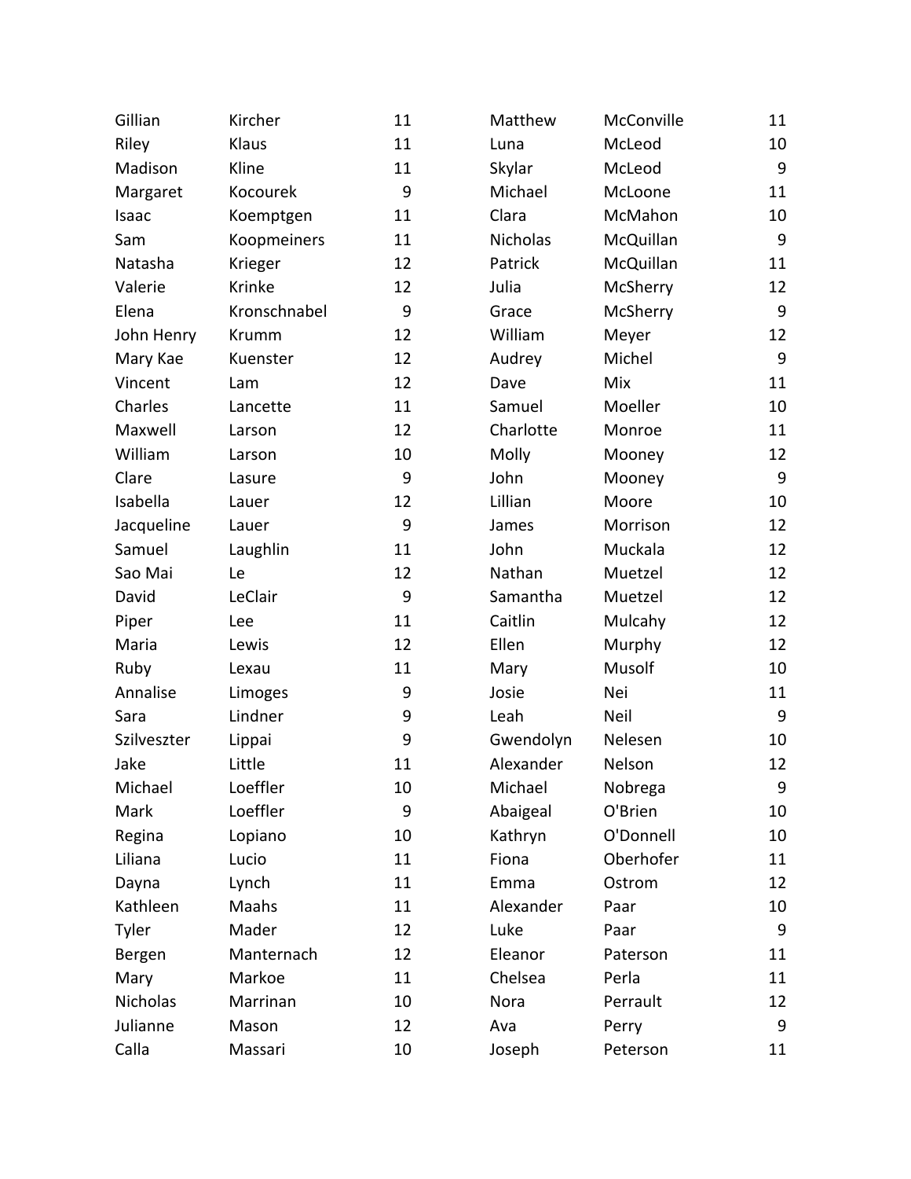| | | |
|---|---|---|
| Gillian | Kircher | 11 |
| Riley | Klaus | 11 |
| Madison | Kline | 11 |
| Margaret | Kocourek | 9 |
| Isaac | Koemptgen | 11 |
| Sam | Koopmeiners | 11 |
| Natasha | Krieger | 12 |
| Valerie | Krinke | 12 |
| Elena | Kronschnabel | 9 |
| John Henry | Krumm | 12 |
| Mary Kae | Kuenster | 12 |
| Vincent | Lam | 12 |
| Charles | Lancette | 11 |
| Maxwell | Larson | 12 |
| William | Larson | 10 |
| Clare | Lasure | 9 |
| Isabella | Lauer | 12 |
| Jacqueline | Lauer | 9 |
| Samuel | Laughlin | 11 |
| Sao Mai | Le | 12 |
| David | LeClair | 9 |
| Piper | Lee | 11 |
| Maria | Lewis | 12 |
| Ruby | Lexau | 11 |
| Annalise | Limoges | 9 |
| Sara | Lindner | 9 |
| Szilveszter | Lippai | 9 |
| Jake | Little | 11 |
| Michael | Loeffler | 10 |
| Mark | Loeffler | 9 |
| Regina | Lopiano | 10 |
| Liliana | Lucio | 11 |
| Dayna | Lynch | 11 |
| Kathleen | Maahs | 11 |
| Tyler | Mader | 12 |
| Bergen | Manternach | 12 |
| Mary | Markoe | 11 |
| Nicholas | Marrinan | 10 |
| Julianne | Mason | 12 |
| Calla | Massari | 10 |
| Matthew | McConville | 11 |
| Luna | McLeod | 10 |
| Skylar | McLeod | 9 |
| Michael | McLoone | 11 |
| Clara | McMahon | 10 |
| Nicholas | McQuillan | 9 |
| Patrick | McQuillan | 11 |
| Julia | McSherry | 12 |
| Grace | McSherry | 9 |
| William | Meyer | 12 |
| Audrey | Michel | 9 |
| Dave | Mix | 11 |
| Samuel | Moeller | 10 |
| Charlotte | Monroe | 11 |
| Molly | Mooney | 12 |
| John | Mooney | 9 |
| Lillian | Moore | 10 |
| James | Morrison | 12 |
| John | Muckala | 12 |
| Nathan | Muetzel | 12 |
| Samantha | Muetzel | 12 |
| Caitlin | Mulcahy | 12 |
| Ellen | Murphy | 12 |
| Mary | Musolf | 10 |
| Josie | Nei | 11 |
| Leah | Neil | 9 |
| Gwendolyn | Nelesen | 10 |
| Alexander | Nelson | 12 |
| Michael | Nobrega | 9 |
| Abaigeal | O'Brien | 10 |
| Kathryn | O'Donnell | 10 |
| Fiona | Oberhofer | 11 |
| Emma | Ostrom | 12 |
| Alexander | Paar | 10 |
| Luke | Paar | 9 |
| Eleanor | Paterson | 11 |
| Chelsea | Perla | 11 |
| Nora | Perrault | 12 |
| Ava | Perry | 9 |
| Joseph | Peterson | 11 |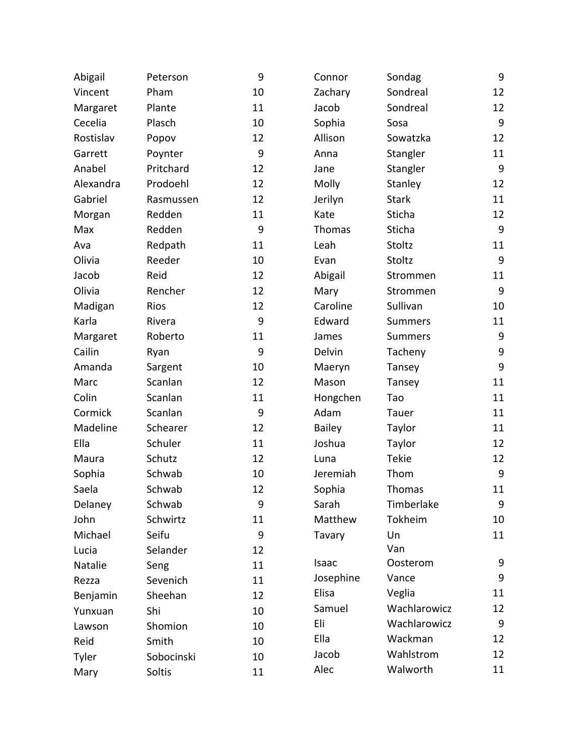| | | |
|---|---|---|
| Abigail | Peterson | 9 |
| Vincent | Pham | 10 |
| Margaret | Plante | 11 |
| Cecelia | Plasch | 10 |
| Rostislav | Popov | 12 |
| Garrett | Poynter | 9 |
| Anabel | Pritchard | 12 |
| Alexandra | Prodoehl | 12 |
| Gabriel | Rasmussen | 12 |
| Morgan | Redden | 11 |
| Max | Redden | 9 |
| Ava | Redpath | 11 |
| Olivia | Reeder | 10 |
| Jacob | Reid | 12 |
| Olivia | Rencher | 12 |
| Madigan | Rios | 12 |
| Karla | Rivera | 9 |
| Margaret | Roberto | 11 |
| Cailin | Ryan | 9 |
| Amanda | Sargent | 10 |
| Marc | Scanlan | 12 |
| Colin | Scanlan | 11 |
| Cormick | Scanlan | 9 |
| Madeline | Schearer | 12 |
| Ella | Schuler | 11 |
| Maura | Schutz | 12 |
| Sophia | Schwab | 10 |
| Saela | Schwab | 12 |
| Delaney | Schwab | 9 |
| John | Schwirtz | 11 |
| Michael | Seifu | 9 |
| Lucia | Selander | 12 |
| Natalie | Seng | 11 |
| Rezza | Sevenich | 11 |
| Benjamin | Sheehan | 12 |
| Yunxuan | Shi | 10 |
| Lawson | Shomion | 10 |
| Reid | Smith | 10 |
| Tyler | Sobocinski | 10 |
| Mary | Soltis | 11 |
| Connor | Sondag | 9 |
| Zachary | Sondreal | 12 |
| Jacob | Sondreal | 12 |
| Sophia | Sosa | 9 |
| Allison | Sowatzka | 12 |
| Anna | Stangler | 11 |
| Jane | Stangler | 9 |
| Molly | Stanley | 12 |
| Jerilyn | Stark | 11 |
| Kate | Sticha | 12 |
| Thomas | Sticha | 9 |
| Leah | Stoltz | 11 |
| Evan | Stoltz | 9 |
| Abigail | Strommen | 11 |
| Mary | Strommen | 9 |
| Caroline | Sullivan | 10 |
| Edward | Summers | 11 |
| James | Summers | 9 |
| Delvin | Tacheny | 9 |
| Maeryn | Tansey | 9 |
| Mason | Tansey | 11 |
| Hongchen | Tao | 11 |
| Adam | Tauer | 11 |
| Bailey | Taylor | 11 |
| Joshua | Taylor | 12 |
| Luna | Tekie | 12 |
| Jeremiah | Thom | 9 |
| Sophia | Thomas | 11 |
| Sarah | Timberlake | 9 |
| Matthew | Tokheim | 10 |
| Tavary | Un | 11 |
| Isaac | Van Oosterom | 9 |
| Josephine | Vance | 9 |
| Elisa | Veglia | 11 |
| Samuel | Wachlarowicz | 12 |
| Eli | Wachlarowicz | 9 |
| Ella | Wackman | 12 |
| Jacob | Wahlstrom | 12 |
| Alec | Walworth | 11 |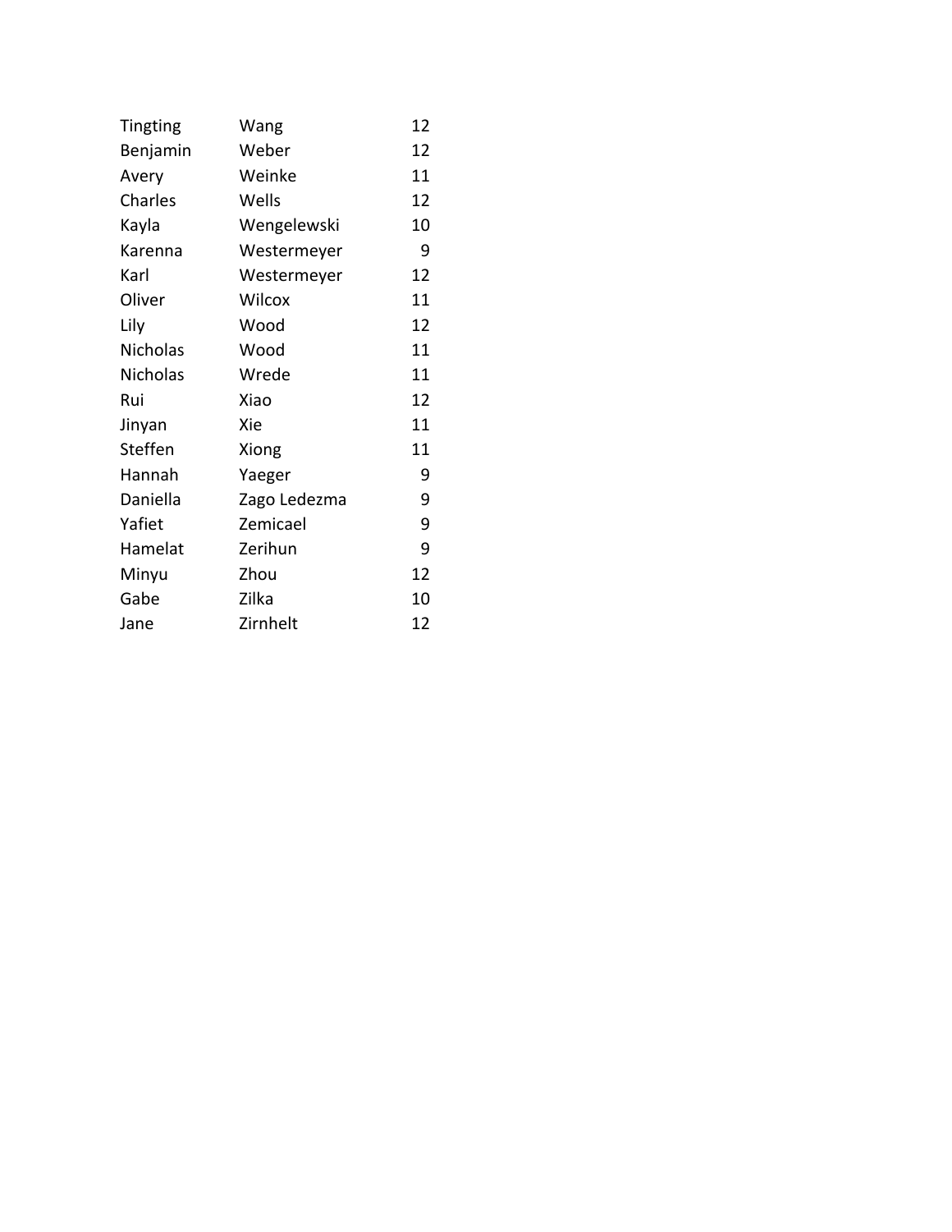| | | |
|---|---|---|
| Tingting | Wang | 12 |
| Benjamin | Weber | 12 |
| Avery | Weinke | 11 |
| Charles | Wells | 12 |
| Kayla | Wengelewski | 10 |
| Karenna | Westermeyer | 9 |
| Karl | Westermeyer | 12 |
| Oliver | Wilcox | 11 |
| Lily | Wood | 12 |
| Nicholas | Wood | 11 |
| Nicholas | Wrede | 11 |
| Rui | Xiao | 12 |
| Jinyan | Xie | 11 |
| Steffen | Xiong | 11 |
| Hannah | Yaeger | 9 |
| Daniella | Zago Ledezma | 9 |
| Yafiet | Zemicael | 9 |
| Hamelat | Zerihun | 9 |
| Minyu | Zhou | 12 |
| Gabe | Zilka | 10 |
| Jane | Zirnhelt | 12 |